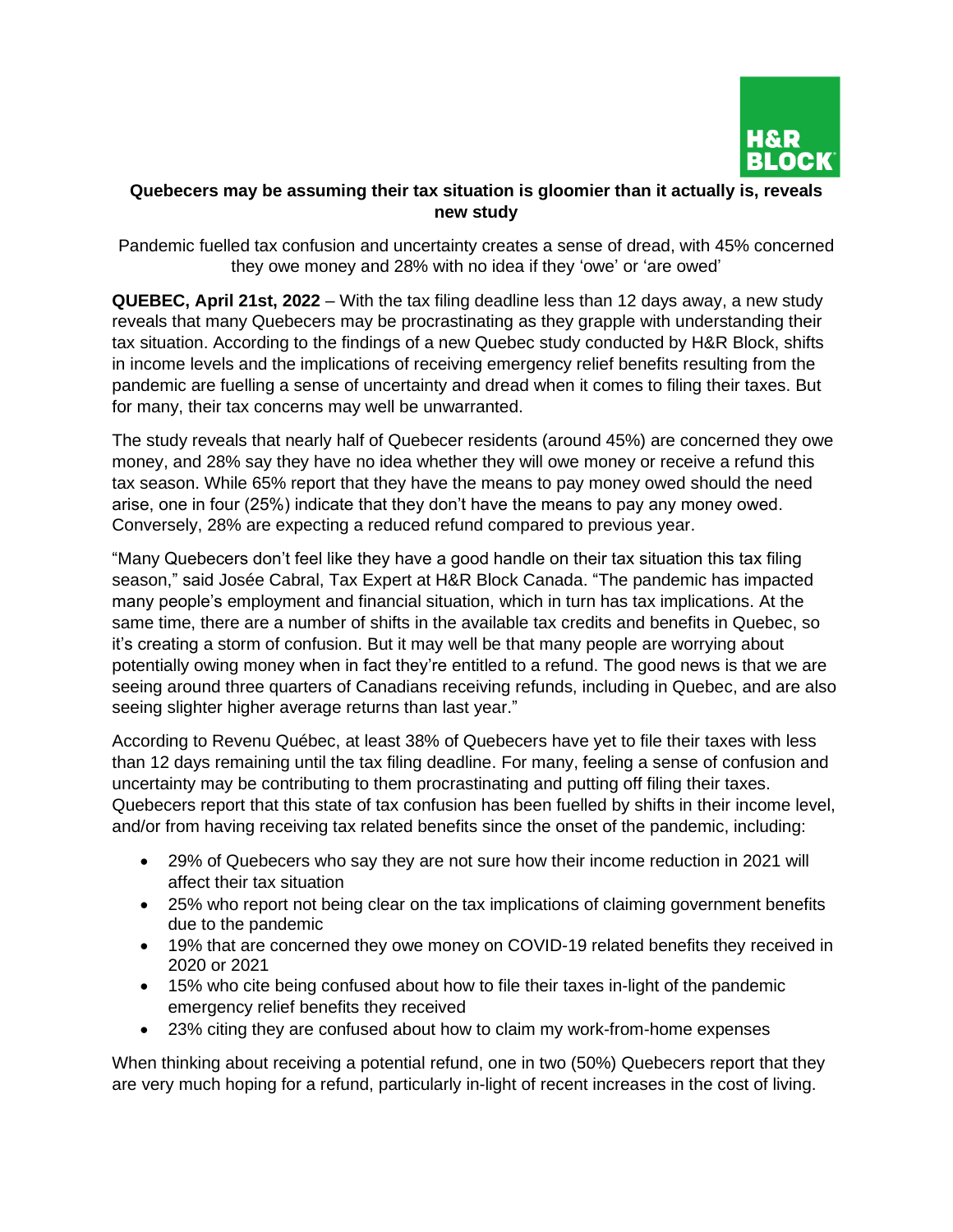**Quebecers may be assuming their tax situation is gloomier than it actually is, reveals new study**

Pandemic fuelled tax confusion and uncertainty creates a sense of dread, with 45% concerned they owe money and 28% with no idea if they 'owe' or 'are owed'

**QUEBEC, April 21st, 2022** – With the tax filing deadline less than 12 days away, a new study reveals that many Quebecers may be procrastinating as they grapple with understanding their tax situation. According to the findings of a new Quebec study conducted by H&R Block, shifts in income levels and the implications of receiving emergency relief benefits resulting from the pandemic are fuelling a sense of uncertainty and dread when it comes to filing their taxes. But for many, their tax concerns may well be unwarranted.

The study reveals that nearly half of Quebecer residents (around 45%) are concerned they owe money, and 28% say they have no idea whether they will owe money or receive a refund this tax season. While 65% report that they have the means to pay money owed should the need arise, one in four (25%) indicate that they don't have the means to pay any money owed. Conversely, 28% are expecting a reduced refund compared to previous year.

"Many Quebecers don't feel like they have a good handle on their tax situation this tax filing season," said Josée Cabral, Tax Expert at H&R Block Canada. "The pandemic has impacted many people's employment and financial situation, which in turn has tax implications. At the same time, there are a number of shifts in the available tax credits and benefits in Quebec, so it's creating a storm of confusion. But it may well be that many people are worrying about potentially owing money when in fact they're entitled to a refund. The good news is that we are seeing around three quarters of Canadians receiving refunds, including in Quebec, and are also seeing slighter higher average returns than last year."

According to Revenu Québec, at least 38% of Quebecers have yet to file their taxes with less than 12 days remaining until the tax filing deadline. For many, feeling a sense of confusion and uncertainty may be contributing to them procrastinating and putting off filing their taxes. Quebecers report that this state of tax confusion has been fuelled by shifts in their income level, and/or from having receiving tax related benefits since the onset of the pandemic, including:

- 29% of Quebecers who say they are not sure how their income reduction in 2021 will affect their tax situation
- 25% who report not being clear on the tax implications of claiming government benefits due to the pandemic
- 19% that are concerned they owe money on COVID-19 related benefits they received in 2020 or 2021
- 15% who cite being confused about how to file their taxes in-light of the pandemic emergency relief benefits they received
- 23% citing they are confused about how to claim my work-from-home expenses

When thinking about receiving a potential refund, one in two (50%) Quebecers report that they are very much hoping for a refund, particularly in-light of recent increases in the cost of living.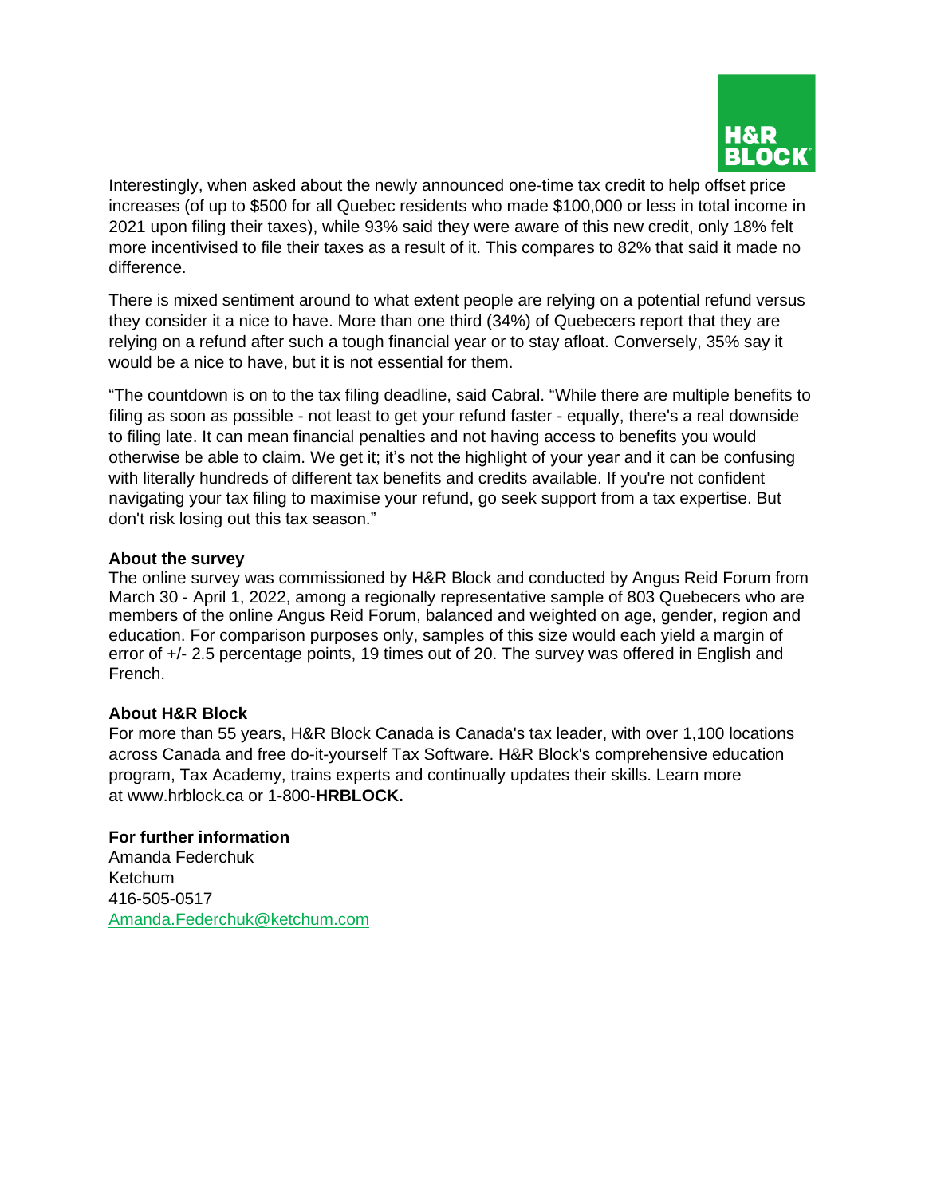Interestingly, when asked about the newly announced one-time tax credit to help offset price increases (of up to $500 for all Quebec residents who made $100,000 or less in total income in 2021 upon filing their taxes), while 93% said they were aware of this new credit, only 18% felt more incentivised to file their taxes as a result of it. This compares to 82% that said it made no difference.

There is mixed sentiment around to what extent people are relying on a potential refund versus they consider it a nice to have. More than one third (34%) of Quebecers report that they are relying on a refund after such a tough financial year or to stay afloat. Conversely, 35% say it would be a nice to have, but it is not essential for them.

"The countdown is on to the tax filing deadline, said Cabral. "While there are multiple benefits to filing as soon as possible - not least to get your refund faster - equally, there's a real downside to filing late. It can mean financial penalties and not having access to benefits you would otherwise be able to claim. We get it; it's not the highlight of your year and it can be confusing with literally hundreds of different tax benefits and credits available. If you're not confident navigating your tax filing to maximise your refund, go seek support from a tax expertise. But don't risk losing out this tax season."

**About the survey**
The online survey was commissioned by H&R Block and conducted by Angus Reid Forum from March 30 - April 1, 2022, among a regionally representative sample of 803 Quebecers who are members of the online Angus Reid Forum, balanced and weighted on age, gender, region and education. For comparison purposes only, samples of this size would each yield a margin of error of +/- 2.5 percentage points, 19 times out of 20. The survey was offered in English and French.

**About H&R Block**
For more than 55 years, H&R Block Canada is Canada's tax leader, with over 1,100 locations across Canada and free do-it-yourself Tax Software. H&R Block's comprehensive education program, Tax Academy, trains experts and continually updates their skills. Learn more at www.hrblock.ca or 1-800-**HRBLOCK.**

**For further information**
Amanda Federchuk
Ketchum
416-505-0517
Amanda.Federchuk@ketchum.com